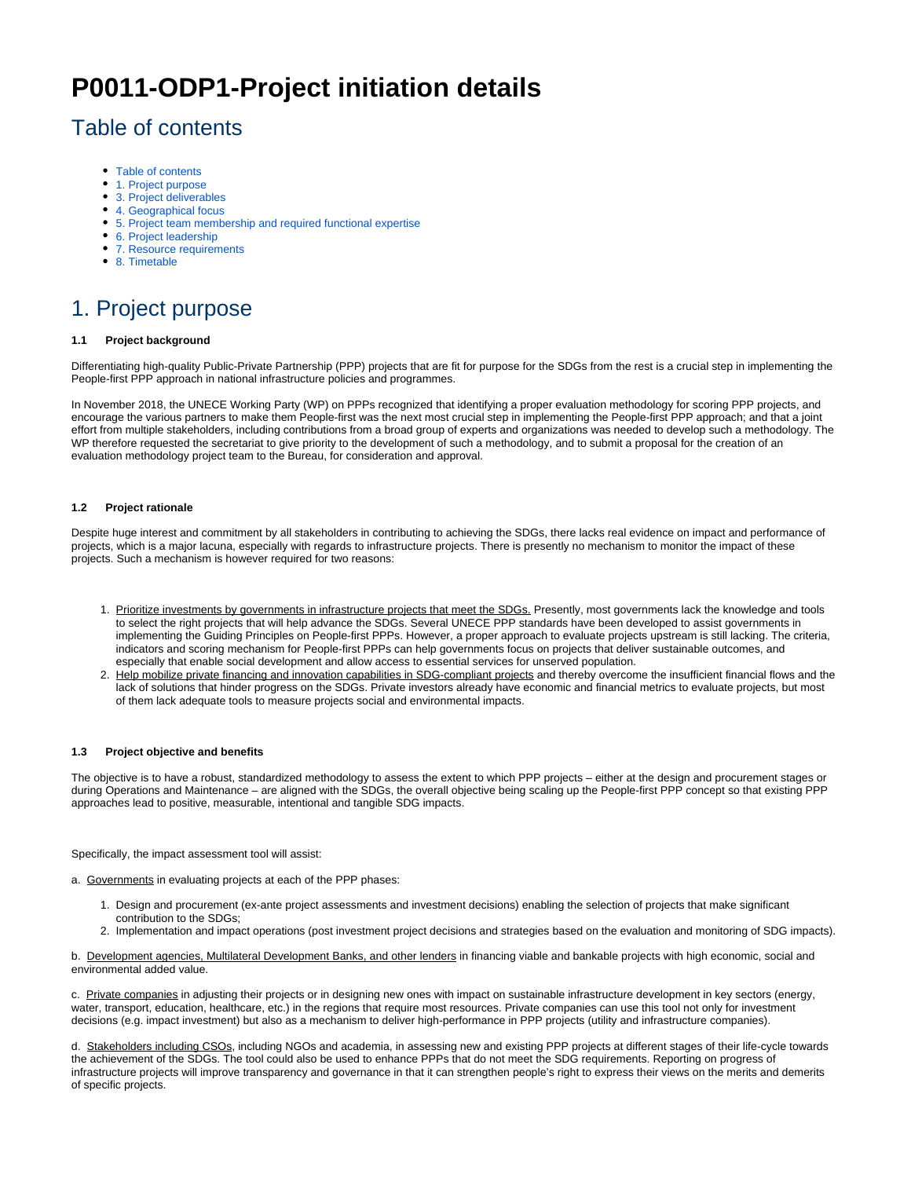# P0011-ODP1-Project initiation details

## Table of contents

- Table of contents
- 1. Project purpose
- 3. Project deliverables
- 4. Geographical focus
- 5. Project team membership and required functional expertise
- 6. Project leadership
- 7. Resource requirements
- 8. Timetable

## 1. Project purpose

**1.1 Project background**

Differentiating high-quality Public-Private Partnership (PPP) projects that are fit for purpose for the SDGs from the rest is a crucial step in implementing the People-first PPP approach in national infrastructure policies and programmes.

In November 2018, the UNECE Working Party (WP) on PPPs recognized that identifying a proper evaluation methodology for scoring PPP projects, and encourage the various partners to make them People-first was the next most crucial step in implementing the People-first PPP approach; and that a joint effort from multiple stakeholders, including contributions from a broad group of experts and organizations was needed to develop such a methodology. The WP therefore requested the secretariat to give priority to the development of such a methodology, and to submit a proposal for the creation of an evaluation methodology project team to the Bureau, for consideration and approval.

**1.2 Project rationale**

Despite huge interest and commitment by all stakeholders in contributing to achieving the SDGs, there lacks real evidence on impact and performance of projects, which is a major lacuna, especially with regards to infrastructure projects. There is presently no mechanism to monitor the impact of these projects. Such a mechanism is however required for two reasons:

1. Prioritize investments by governments in infrastructure projects that meet the SDGs. Presently, most governments lack the knowledge and tools to select the right projects that will help advance the SDGs. Several UNECE PPP standards have been developed to assist governments in implementing the Guiding Principles on People-first PPPs. However, a proper approach to evaluate projects upstream is still lacking. The criteria, indicators and scoring mechanism for People-first PPPs can help governments focus on projects that deliver sustainable outcomes, and especially that enable social development and allow access to essential services for unserved population.
2. Help mobilize private financing and innovation capabilities in SDG-compliant projects and thereby overcome the insufficient financial flows and the lack of solutions that hinder progress on the SDGs. Private investors already have economic and financial metrics to evaluate projects, but most of them lack adequate tools to measure projects social and environmental impacts.

**1.3 Project objective and benefits**

The objective is to have a robust, standardized methodology to assess the extent to which PPP projects – either at the design and procurement stages or during Operations and Maintenance – are aligned with the SDGs, the overall objective being scaling up the People-first PPP concept so that existing PPP approaches lead to positive, measurable, intentional and tangible SDG impacts.

Specifically, the impact assessment tool will assist:

a. Governments in evaluating projects at each of the PPP phases:

1. Design and procurement (ex-ante project assessments and investment decisions) enabling the selection of projects that make significant contribution to the SDGs;
2. Implementation and impact operations (post investment project decisions and strategies based on the evaluation and monitoring of SDG impacts).

b. Development agencies, Multilateral Development Banks, and other lenders in financing viable and bankable projects with high economic, social and environmental added value.

c. Private companies in adjusting their projects or in designing new ones with impact on sustainable infrastructure development in key sectors (energy, water, transport, education, healthcare, etc.) in the regions that require most resources. Private companies can use this tool not only for investment decisions (e.g. impact investment) but also as a mechanism to deliver high-performance in PPP projects (utility and infrastructure companies).

d. Stakeholders including CSOs, including NGOs and academia, in assessing new and existing PPP projects at different stages of their life-cycle towards the achievement of the SDGs. The tool could also be used to enhance PPPs that do not meet the SDG requirements. Reporting on progress of infrastructure projects will improve transparency and governance in that it can strengthen people's right to express their views on the merits and demerits of specific projects.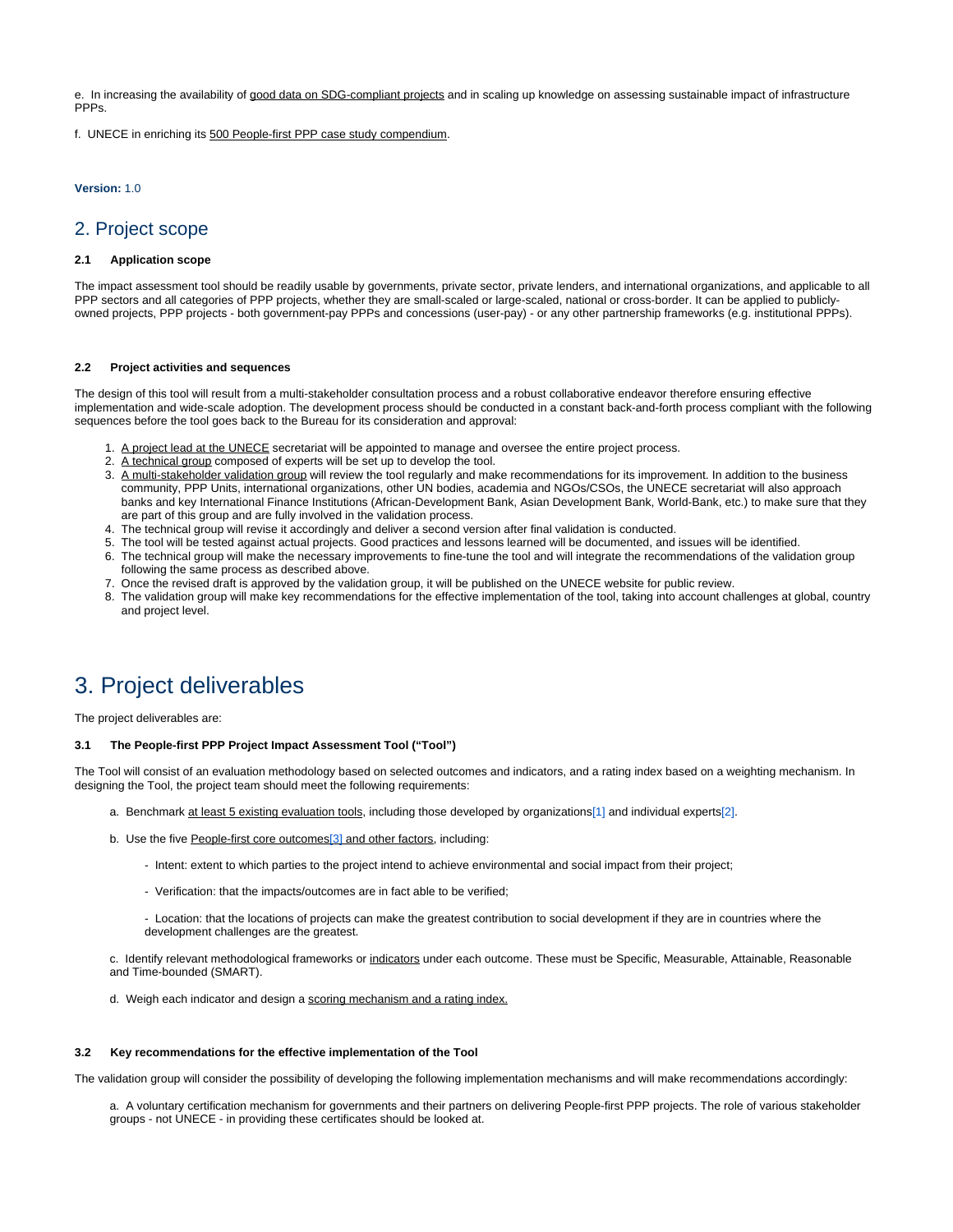e. In increasing the availability of good data on SDG-compliant projects and in scaling up knowledge on assessing sustainable impact of infrastructure PPPs.

f. UNECE in enriching its 500 People-first PPP case study compendium.

**Version:** 1.0

## 2. Project scope

#### 2.1 Application scope

The impact assessment tool should be readily usable by governments, private sector, private lenders, and international organizations, and applicable to all PPP sectors and all categories of PPP projects, whether they are small-scaled or large-scaled, national or cross-border. It can be applied to publicly-owned projects, PPP projects - both government-pay PPPs and concessions (user-pay) - or any other partnership frameworks (e.g. institutional PPPs).

#### 2.2 Project activities and sequences

The design of this tool will result from a multi-stakeholder consultation process and a robust collaborative endeavor therefore ensuring effective implementation and wide-scale adoption. The development process should be conducted in a constant back-and-forth process compliant with the following sequences before the tool goes back to the Bureau for its consideration and approval:

1. A project lead at the UNECE secretariat will be appointed to manage and oversee the entire project process.
2. A technical group composed of experts will be set up to develop the tool.
3. A multi-stakeholder validation group will review the tool regularly and make recommendations for its improvement. In addition to the business community, PPP Units, international organizations, other UN bodies, academia and NGOs/CSOs, the UNECE secretariat will also approach banks and key International Finance Institutions (African-Development Bank, Asian Development Bank, World-Bank, etc.) to make sure that they are part of this group and are fully involved in the validation process.
4. The technical group will revise it accordingly and deliver a second version after final validation is conducted.
5. The tool will be tested against actual projects. Good practices and lessons learned will be documented, and issues will be identified.
6. The technical group will make the necessary improvements to fine-tune the tool and will integrate the recommendations of the validation group following the same process as described above.
7. Once the revised draft is approved by the validation group, it will be published on the UNECE website for public review.
8. The validation group will make key recommendations for the effective implementation of the tool, taking into account challenges at global, country and project level.

# 3. Project deliverables

The project deliverables are:

#### 3.1 The People-first PPP Project Impact Assessment Tool ("Tool")

The Tool will consist of an evaluation methodology based on selected outcomes and indicators, and a rating index based on a weighting mechanism. In designing the Tool, the project team should meet the following requirements:

a. Benchmark at least 5 existing evaluation tools, including those developed by organizations[1] and individual experts[2].

b. Use the five People-first core outcomes[3] and other factors, including:

- Intent: extent to which parties to the project intend to achieve environmental and social impact from their project;
- Verification: that the impacts/outcomes are in fact able to be verified;
- Location: that the locations of projects can make the greatest contribution to social development if they are in countries where the development challenges are the greatest.

c. Identify relevant methodological frameworks or indicators under each outcome. These must be Specific, Measurable, Attainable, Reasonable and Time-bounded (SMART).

d. Weigh each indicator and design a scoring mechanism and a rating index.

#### 3.2 Key recommendations for the effective implementation of the Tool

The validation group will consider the possibility of developing the following implementation mechanisms and will make recommendations accordingly:

a. A voluntary certification mechanism for governments and their partners on delivering People-first PPP projects. The role of various stakeholder groups - not UNECE - in providing these certificates should be looked at.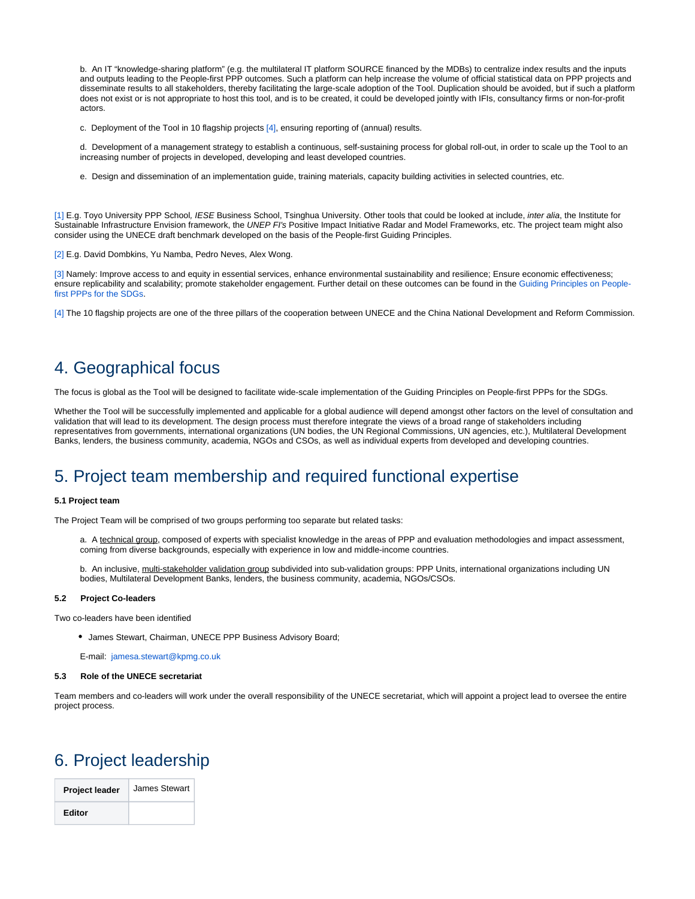b. An IT “knowledge-sharing platform” (e.g. the multilateral IT platform SOURCE financed by the MDBs) to centralize index results and the inputs and outputs leading to the People-first PPP outcomes. Such a platform can help increase the volume of official statistical data on PPP projects and disseminate results to all stakeholders, thereby facilitating the large-scale adoption of the Tool. Duplication should be avoided, but if such a platform does not exist or is not appropriate to host this tool, and is to be created, it could be developed jointly with IFIs, consultancy firms or non-for-profit actors.

c. Deployment of the Tool in 10 flagship projects [4], ensuring reporting of (annual) results.

d. Development of a management strategy to establish a continuous, self-sustaining process for global roll-out, in order to scale up the Tool to an increasing number of projects in developed, developing and least developed countries.

e. Design and dissemination of an implementation guide, training materials, capacity building activities in selected countries, etc.

[1] E.g. Toyo University PPP School, *IESE* Business School, Tsinghua University. Other tools that could be looked at include, *inter alia*, the Institute for Sustainable Infrastructure Envision framework, the *UNEP FI's* Positive Impact Initiative Radar and Model Frameworks, etc. The project team might also consider using the UNECE draft benchmark developed on the basis of the People-first Guiding Principles.

[2] E.g. David Dombkins, Yu Namba, Pedro Neves, Alex Wong.

[3] Namely: Improve access to and equity in essential services, enhance environmental sustainability and resilience; Ensure economic effectiveness; ensure replicability and scalability; promote stakeholder engagement. Further detail on these outcomes can be found in the Guiding Principles on People-first PPPs for the SDGs.

[4] The 10 flagship projects are one of the three pillars of the cooperation between UNECE and the China National Development and Reform Commission.

# 4. Geographical focus

The focus is global as the Tool will be designed to facilitate wide-scale implementation of the Guiding Principles on People-first PPPs for the SDGs.

Whether the Tool will be successfully implemented and applicable for a global audience will depend amongst other factors on the level of consultation and validation that will lead to its development. The design process must therefore integrate the views of a broad range of stakeholders including representatives from governments, international organizations (UN bodies, the UN Regional Commissions, UN agencies, etc.), Multilateral Development Banks, lenders, the business community, academia, NGOs and CSOs, as well as individual experts from developed and developing countries.

# 5. Project team membership and required functional expertise

**5.1 Project team**

The Project Team will be comprised of two groups performing too separate but related tasks:

a. A technical group, composed of experts with specialist knowledge in the areas of PPP and evaluation methodologies and impact assessment, coming from diverse backgrounds, especially with experience in low and middle-income countries.

b. An inclusive, multi-stakeholder validation group subdivided into sub-validation groups: PPP Units, international organizations including UN bodies, Multilateral Development Banks, lenders, the business community, academia, NGOs/CSOs.

**5.2 Project Co-leaders**

Two co-leaders have been identified

- James Stewart, Chairman, UNECE PPP Business Advisory Board;

E-mail: jamesa.stewart@kpmg.co.uk

**5.3 Role of the UNECE secretariat**

Team members and co-leaders will work under the overall responsibility of the UNECE secretariat, which will appoint a project lead to oversee the entire project process.

# 6. Project leadership

| **Project leader** | James Stewart |
|---|---|
| **Editor** | |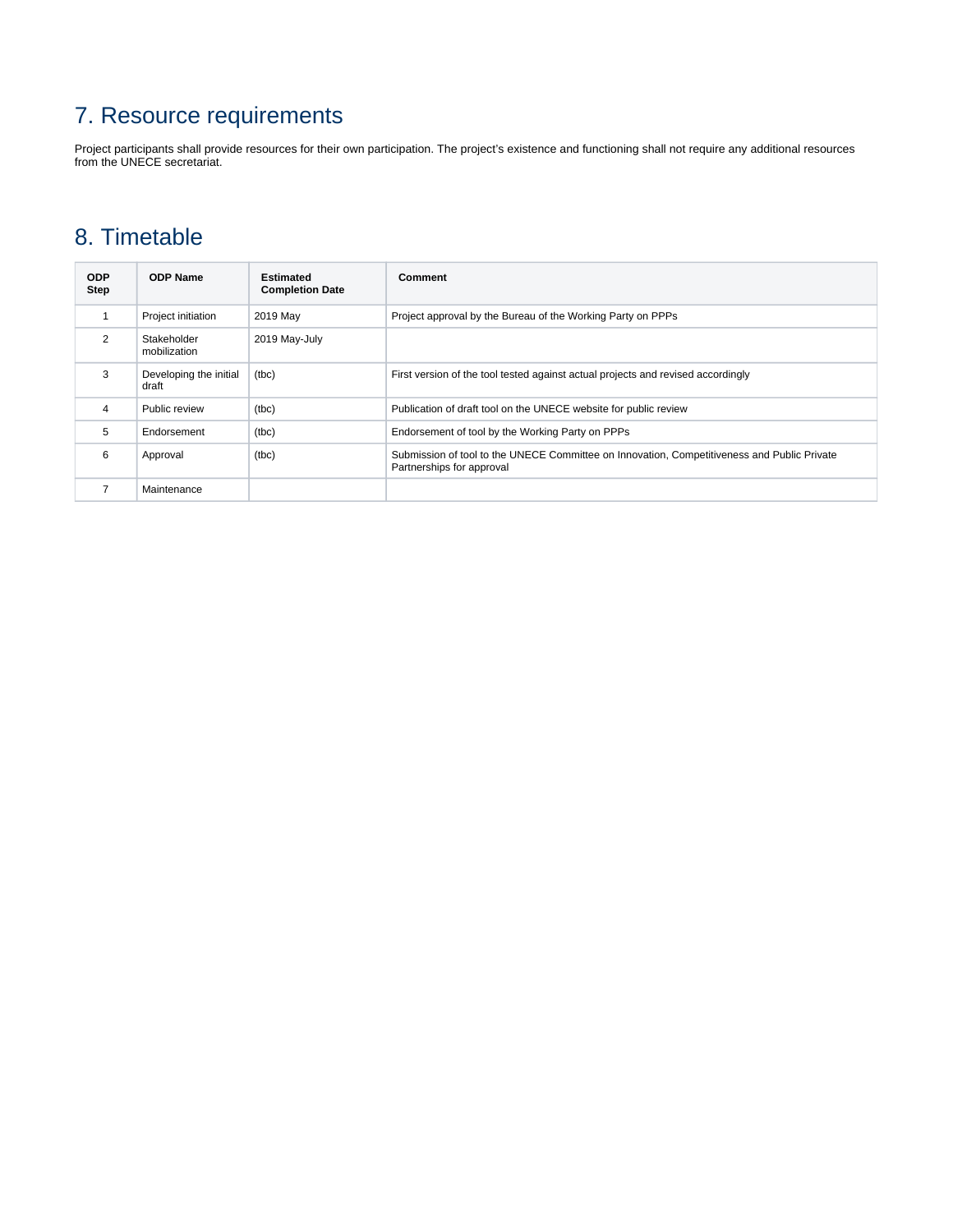# 7. Resource requirements

Project participants shall provide resources for their own participation. The project's existence and functioning shall not require any additional resources from the UNECE secretariat.

# 8. Timetable

| ODP Step | ODP Name | Estimated Completion Date | Comment |
|---|---|---|---|
| 1 | Project initiation | 2019 May | Project approval by the Bureau of the Working Party on PPPs |
| 2 | Stakeholder mobilization | 2019 May-July | |
| 3 | Developing the initial draft | (tbc) | First version of the tool tested against actual projects and revised accordingly |
| 4 | Public review | (tbc) | Publication of draft tool on the UNECE website for public review |
| 5 | Endorsement | (tbc) | Endorsement of tool by the Working Party on PPPs |
| 6 | Approval | (tbc) | Submission of tool to the UNECE Committee on Innovation, Competitiveness and Public Private Partnerships for approval |
| 7 | Maintenance | | |